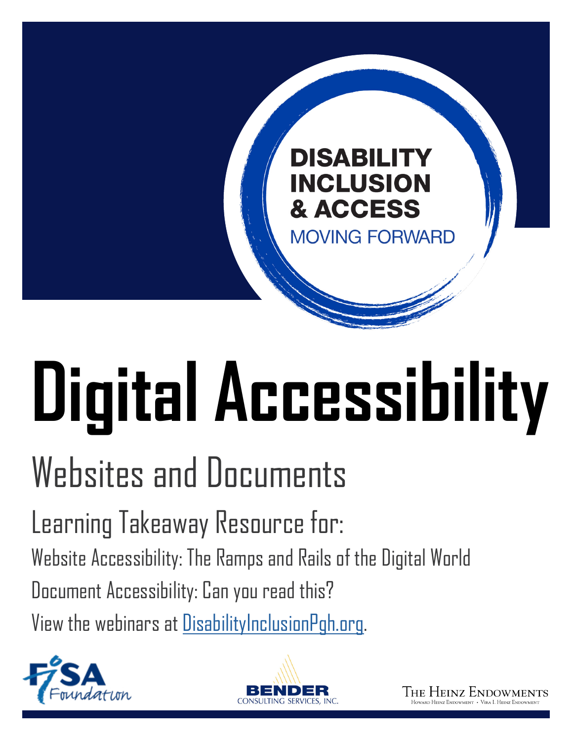DISABILITY INCLUSION & ACCESS

MOVING FORWARD

# Digital Accessibility

## Websites and Documents

### Learning Takeaway Resource for:

Website Accessibility: The Ramps and Rails of the Digital World

Document Accessibility: Can you read this?

View the webinars at [DisabilityInclusionPgh.org](DisabilityInclusionPgh.org).

FISA Foundation

BENDER CONSULTING SERVICES, INC.

THE HEINZ ENDOWMENTS

Howard Heinz Endowment • Vira I. Heinz Endowment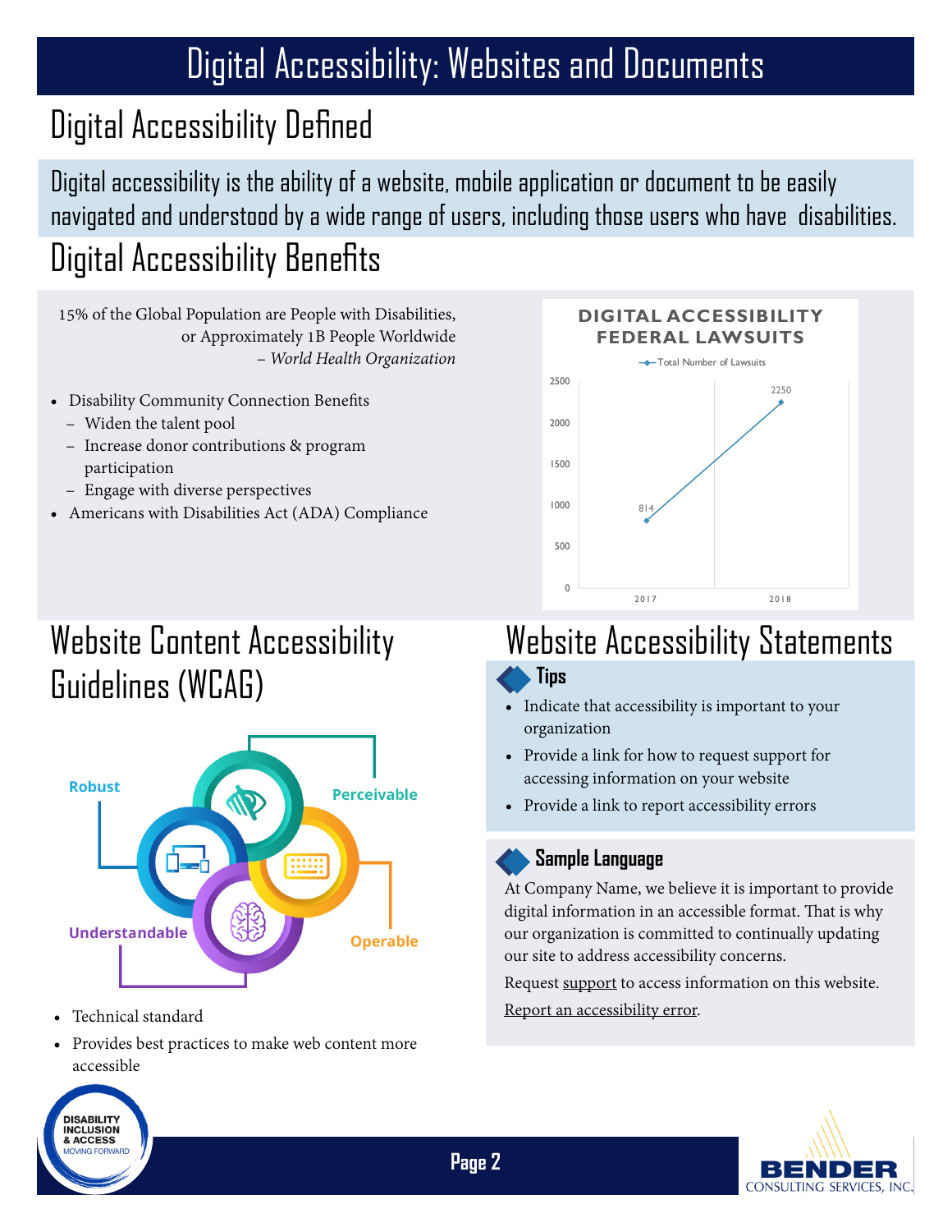# Digital Accessibility: Websites and Documents

## Digital Accessibility Defined

Digital accessibility is the ability of a website, mobile application or document to be easily navigated and understood by a wide range of users, including those users who have disabilities.

## Digital Accessibility Benefits

15% of the Global Population are People with Disabilities, or Approximately 1B People Worldwide
– *World Health Organization*

- Disability Community Connection Benefits
  - Widen the talent pool
  - Increase donor contributions & program participation
  - Engage with diverse perspectives
- Americans with Disabilities Act (ADA) Compliance

**DIGITAL ACCESSIBILITY FEDERAL LAWSUITS**

| Year | Total Number of Lawsuits |
| --- | --- |
| 2017 | 814 |
| 2018 | 2250 |

## Website Content Accessibility Guidelines (WCAG)

Perceivable, Operable, Understandable, Robust

- Technical standard
- Provides best practices to make web content more accessible

## Website Accessibility Statements

### Tips

- Indicate that accessibility is important to your organization
- Provide a link for how to request support for accessing information on your website
- Provide a link to report accessibility errors

### Sample Language

At Company Name, we believe it is important to provide digital information in an accessible format. That is why our organization is committed to continually updating our site to address accessibility concerns.

Request support to access information on this website.

Report an accessibility error.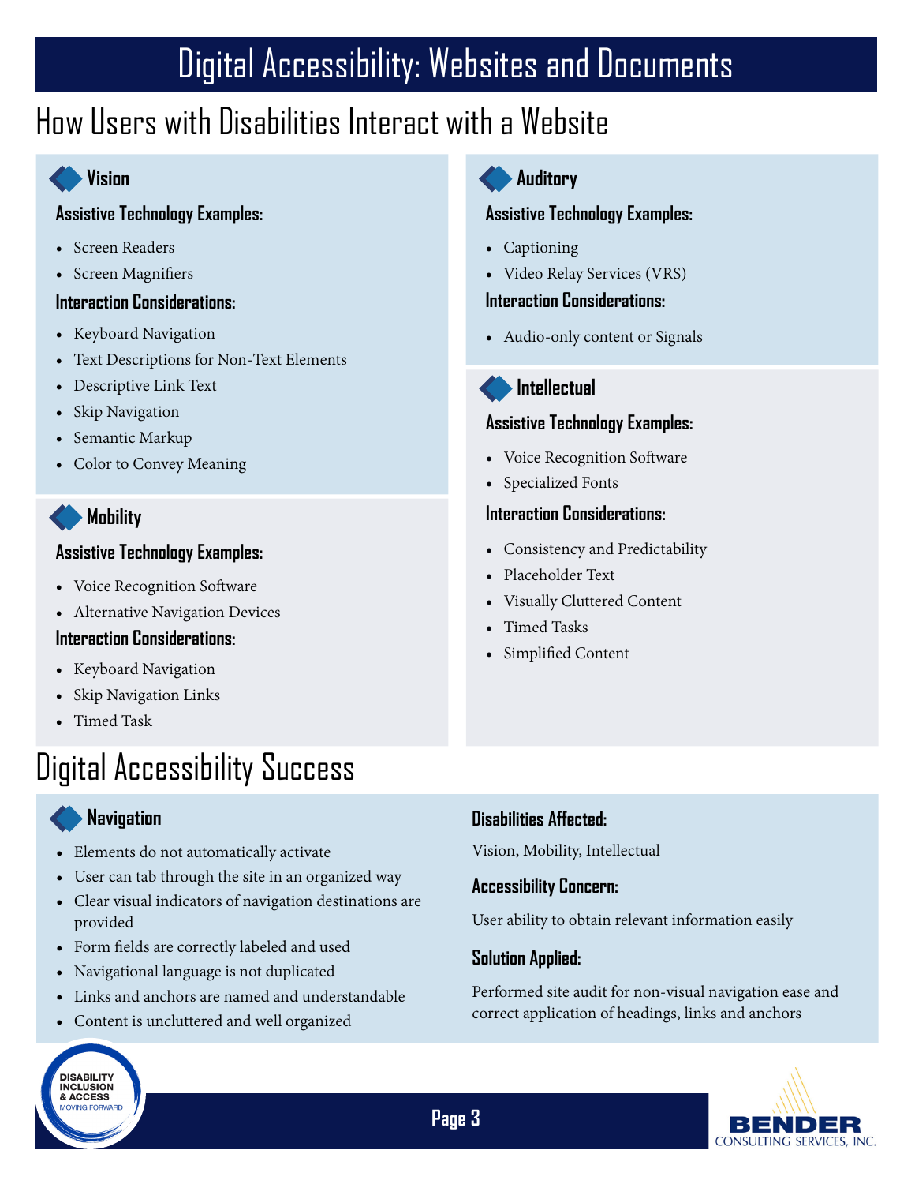# Digital Accessibility: Websites and Documents

## How Users with Disabilities Interact with a Website

### Vision

**Assistive Technology Examples:**

- Screen Readers
- Screen Magnifiers

**Interaction Considerations:**

- Keyboard Navigation
- Text Descriptions for Non-Text Elements
- Descriptive Link Text
- Skip Navigation
- Semantic Markup
- Color to Convey Meaning

### Mobility

**Assistive Technology Examples:**

- Voice Recognition Software
- Alternative Navigation Devices

**Interaction Considerations:**

- Keyboard Navigation
- Skip Navigation Links
- Timed Task

### Auditory

**Assistive Technology Examples:**

- Captioning
- Video Relay Services (VRS)

**Interaction Considerations:**

- Audio-only content or Signals

### Intellectual

**Assistive Technology Examples:**

- Voice Recognition Software
- Specialized Fonts

**Interaction Considerations:**

- Consistency and Predictability
- Placeholder Text
- Visually Cluttered Content
- Timed Tasks
- Simplified Content

## Digital Accessibility Success

### Navigation

- Elements do not automatically activate
- User can tab through the site in an organized way
- Clear visual indicators of navigation destinations are provided
- Form fields are correctly labeled and used
- Navigational language is not duplicated
- Links and anchors are named and understandable
- Content is uncluttered and well organized

**Disabilities Affected:**

Vision, Mobility, Intellectual

**Accessibility Concern:**

User ability to obtain relevant information easily

**Solution Applied:**

Performed site audit for non-visual navigation ease and correct application of headings, links and anchors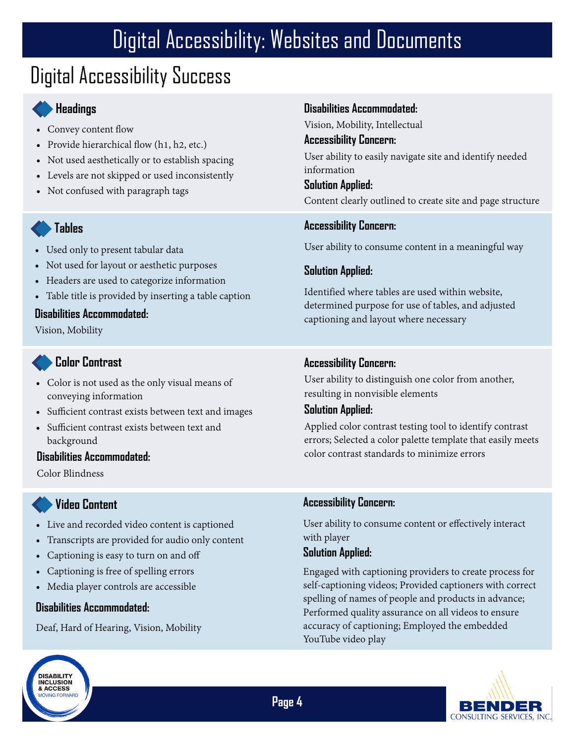# Digital Accessibility: Websites and Documents

## Digital Accessibility Success

### Headings

- Convey content flow
- Provide hierarchical flow (h1, h2, etc.)
- Not used aesthetically or to establish spacing
- Levels are not skipped or used inconsistently
- Not confused with paragraph tags

**Disabilities Accommodated:**

Vision, Mobility, Intellectual

**Accessibility Concern:**

User ability to easily navigate site and identify needed information

**Solution Applied:**

Content clearly outlined to create site and page structure

### Tables

- Used only to present tabular data
- Not used for layout or aesthetic purposes
- Headers are used to categorize information
- Table title is provided by inserting a table caption

**Disabilities Accommodated:**

Vision, Mobility

**Accessibility Concern:**

User ability to consume content in a meaningful way

**Solution Applied:**

Identified where tables are used within website, determined purpose for use of tables, and adjusted captioning and layout where necessary

### Color Contrast

- Color is not used as the only visual means of conveying information
- Sufficient contrast exists between text and images
- Sufficient contrast exists between text and background

**Disabilities Accommodated:**

Color Blindness

**Accessibility Concern:**

User ability to distinguish one color from another, resulting in nonvisible elements

**Solution Applied:**

Applied color contrast testing tool to identify contrast errors; Selected a color palette template that easily meets color contrast standards to minimize errors

### Video Content

- Live and recorded video content is captioned
- Transcripts are provided for audio only content
- Captioning is easy to turn on and off
- Captioning is free of spelling errors
- Media player controls are accessible

**Disabilities Accommodated:**

Deaf, Hard of Hearing, Vision, Mobility

**Accessibility Concern:**

User ability to consume content or effectively interact with player

**Solution Applied:**

Engaged with captioning providers to create process for self-captioning videos; Provided captioners with correct spelling of names of people and products in advance; Performed quality assurance on all videos to ensure accuracy of captioning; Employed the embedded YouTube video play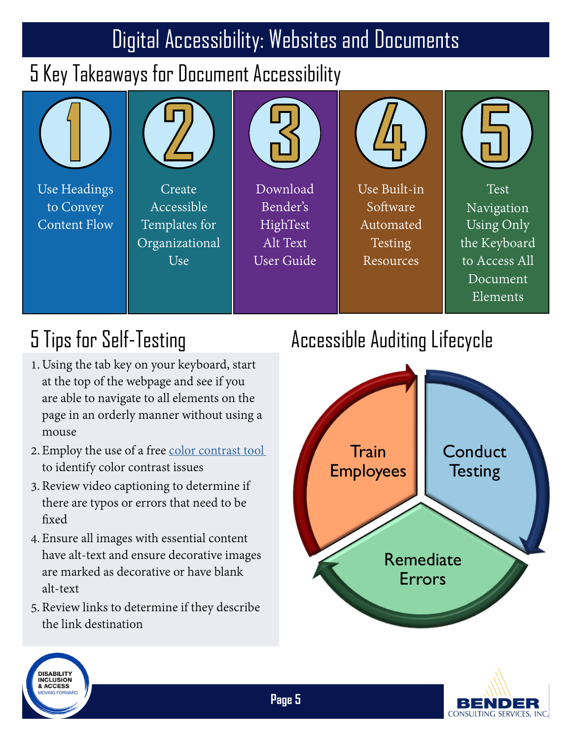# Digital Accessibility: Websites and Documents

## 5 Key Takeaways for Document Accessibility

1. Use Headings to Convey Content Flow
2. Create Accessible Templates for Organizational Use
3. Download Bender's HighTest Alt Text User Guide
4. Use Built-in Software Automated Testing Resources
5. Test Navigation Using Only the Keyboard to Access All Document Elements

## 5 Tips for Self-Testing

1. Using the tab key on your keyboard, start at the top of the webpage and see if you are able to navigate to all elements on the page in an orderly manner without using a mouse
2. Employ the use of a free color contrast tool to identify color contrast issues
3. Review video captioning to determine if there are typos or errors that need to be fixed
4. Ensure all images with essential content have alt-text and ensure decorative images are marked as decorative or have blank alt-text
5. Review links to determine if they describe the link destination

## Accessible Auditing Lifecycle

Train Employees → Conduct Testing → Remediate Errors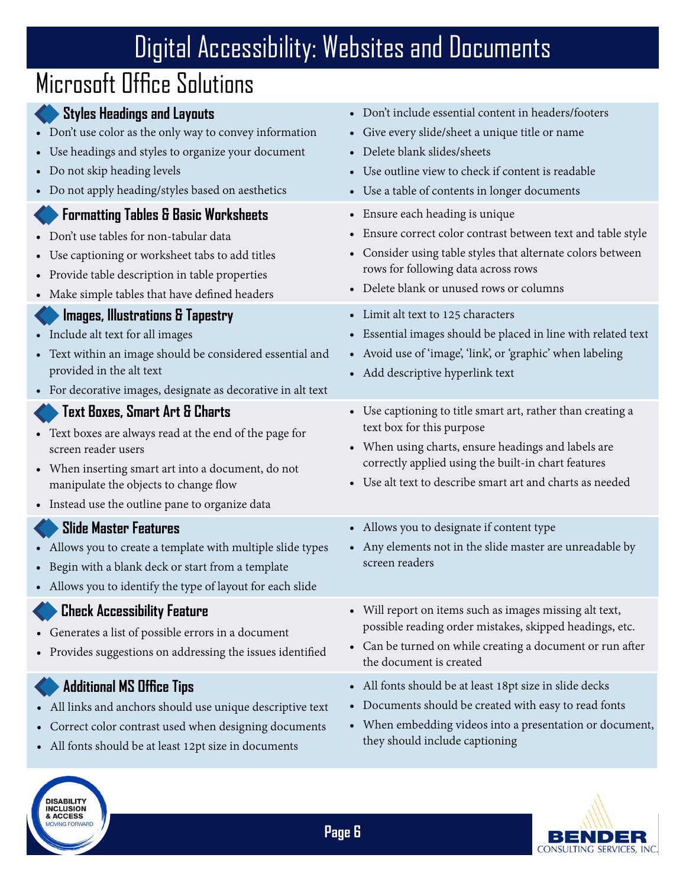# Digital Accessibility: Websites and Documents

## Microsoft Office Solutions

### Styles Headings and Layouts

- Don't use color as the only way to convey information
- Use headings and styles to organize your document
- Do not skip heading levels
- Do not apply heading/styles based on aesthetics
- Don't include essential content in headers/footers
- Give every slide/sheet a unique title or name
- Delete blank slides/sheets
- Use outline view to check if content is readable
- Use a table of contents in longer documents

### Formatting Tables & Basic Worksheets

- Don't use tables for non-tabular data
- Use captioning or worksheet tabs to add titles
- Provide table description in table properties
- Make simple tables that have defined headers
- Ensure each heading is unique
- Ensure correct color contrast between text and table style
- Consider using table styles that alternate colors between rows for following data across rows
- Delete blank or unused rows or columns

### Images, Illustrations & Tapestry

- Include alt text for all images
- Text within an image should be considered essential and provided in the alt text
- For decorative images, designate as decorative in alt text
- Limit alt text to 125 characters
- Essential images should be placed in line with related text
- Avoid use of 'image', 'link', or 'graphic' when labeling
- Add descriptive hyperlink text

### Text Boxes, Smart Art & Charts

- Text boxes are always read at the end of the page for screen reader users
- When inserting smart art into a document, do not manipulate the objects to change flow
- Instead use the outline pane to organize data
- Use captioning to title smart art, rather than creating a text box for this purpose
- When using charts, ensure headings and labels are correctly applied using the built-in chart features
- Use alt text to describe smart art and charts as needed

### Slide Master Features

- Allows you to create a template with multiple slide types
- Begin with a blank deck or start from a template
- Allows you to identify the type of layout for each slide
- Allows you to designate if content type
- Any elements not in the slide master are unreadable by screen readers

### Check Accessibility Feature

- Generates a list of possible errors in a document
- Provides suggestions on addressing the issues identified
- Will report on items such as images missing alt text, possible reading order mistakes, skipped headings, etc.
- Can be turned on while creating a document or run after the document is created

### Additional MS Office Tips

- All links and anchors should use unique descriptive text
- Correct color contrast used when designing documents
- All fonts should be at least 12pt size in documents
- All fonts should be at least 18pt size in slide decks
- Documents should be created with easy to read fonts
- When embedding videos into a presentation or document, they should include captioning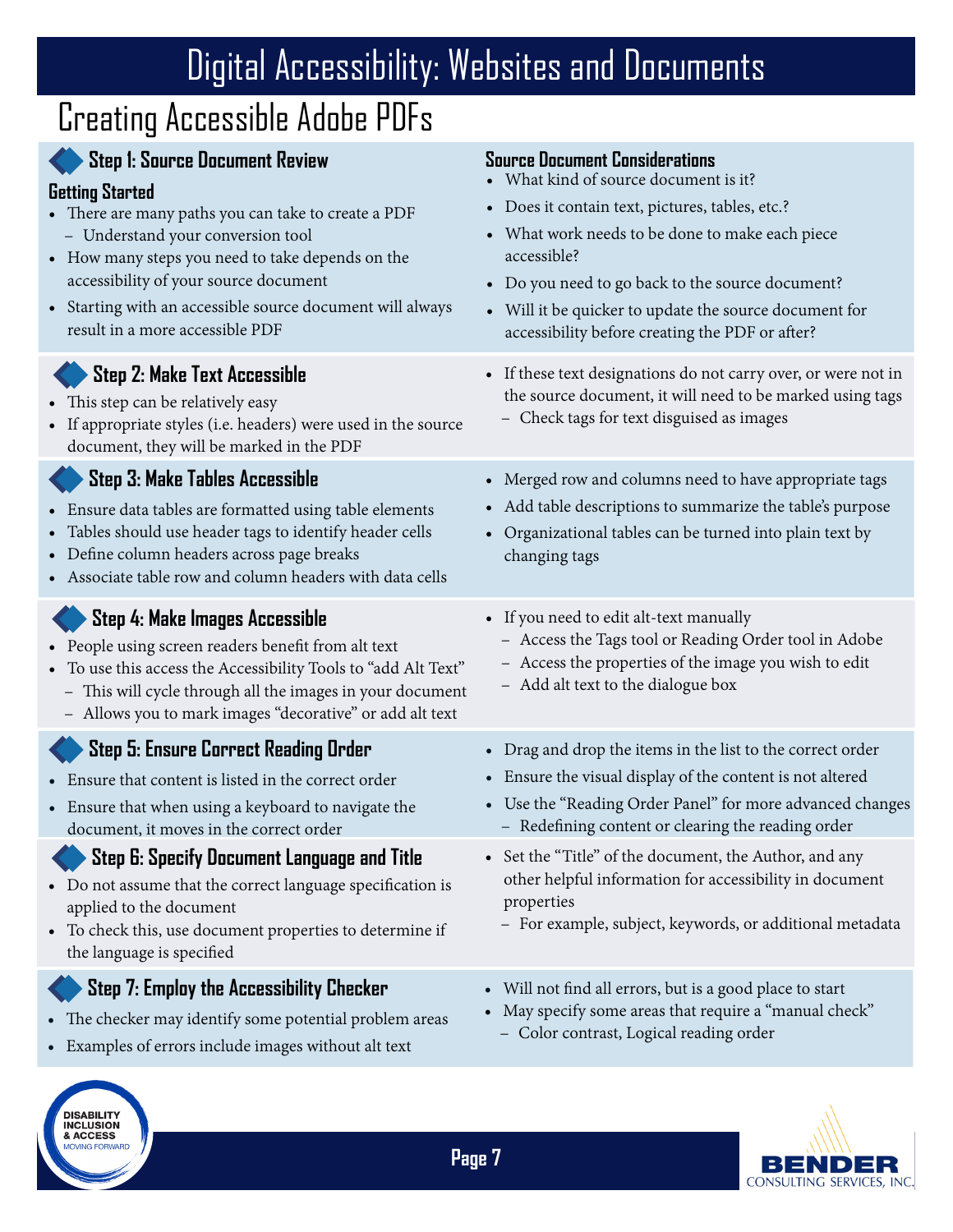# Digital Accessibility: Websites and Documents

## Creating Accessible Adobe PDFs

### Step 1: Source Document Review

**Getting Started**

- There are many paths you can take to create a PDF
  - Understand your conversion tool
- How many steps you need to take depends on the accessibility of your source document
- Starting with an accessible source document will always result in a more accessible PDF

**Source Document Considerations**

- What kind of source document is it?
- Does it contain text, pictures, tables, etc.?
- What work needs to be done to make each piece accessible?
- Do you need to go back to the source document?
- Will it be quicker to update the source document for accessibility before creating the PDF or after?

### Step 2: Make Text Accessible

- This step can be relatively easy
- If appropriate styles (i.e. headers) were used in the source document, they will be marked in the PDF
- If these text designations do not carry over, or were not in the source document, it will need to be marked using tags
  - Check tags for text disguised as images

### Step 3: Make Tables Accessible

- Ensure data tables are formatted using table elements
- Tables should use header tags to identify header cells
- Define column headers across page breaks
- Associate table row and column headers with data cells
- Merged row and columns need to have appropriate tags
- Add table descriptions to summarize the table's purpose
- Organizational tables can be turned into plain text by changing tags

### Step 4: Make Images Accessible

- People using screen readers benefit from alt text
- To use this access the Accessibility Tools to "add Alt Text"
  - This will cycle through all the images in your document
  - Allows you to mark images "decorative" or add alt text
- If you need to edit alt-text manually
  - Access the Tags tool or Reading Order tool in Adobe
  - Access the properties of the image you wish to edit
  - Add alt text to the dialogue box

### Step 5: Ensure Correct Reading Order

- Ensure that content is listed in the correct order
- Ensure that when using a keyboard to navigate the document, it moves in the correct order
- Drag and drop the items in the list to the correct order
- Ensure the visual display of the content is not altered
- Use the "Reading Order Panel" for more advanced changes
  - Redefining content or clearing the reading order

### Step 6: Specify Document Language and Title

- Do not assume that the correct language specification is applied to the document
- To check this, use document properties to determine if the language is specified
- Set the "Title" of the document, the Author, and any other helpful information for accessibility in document properties
  - For example, subject, keywords, or additional metadata

### Step 7: Employ the Accessibility Checker

- The checker may identify some potential problem areas
- Examples of errors include images without alt text
- Will not find all errors, but is a good place to start
- May specify some areas that require a "manual check"
  - Color contrast, Logical reading order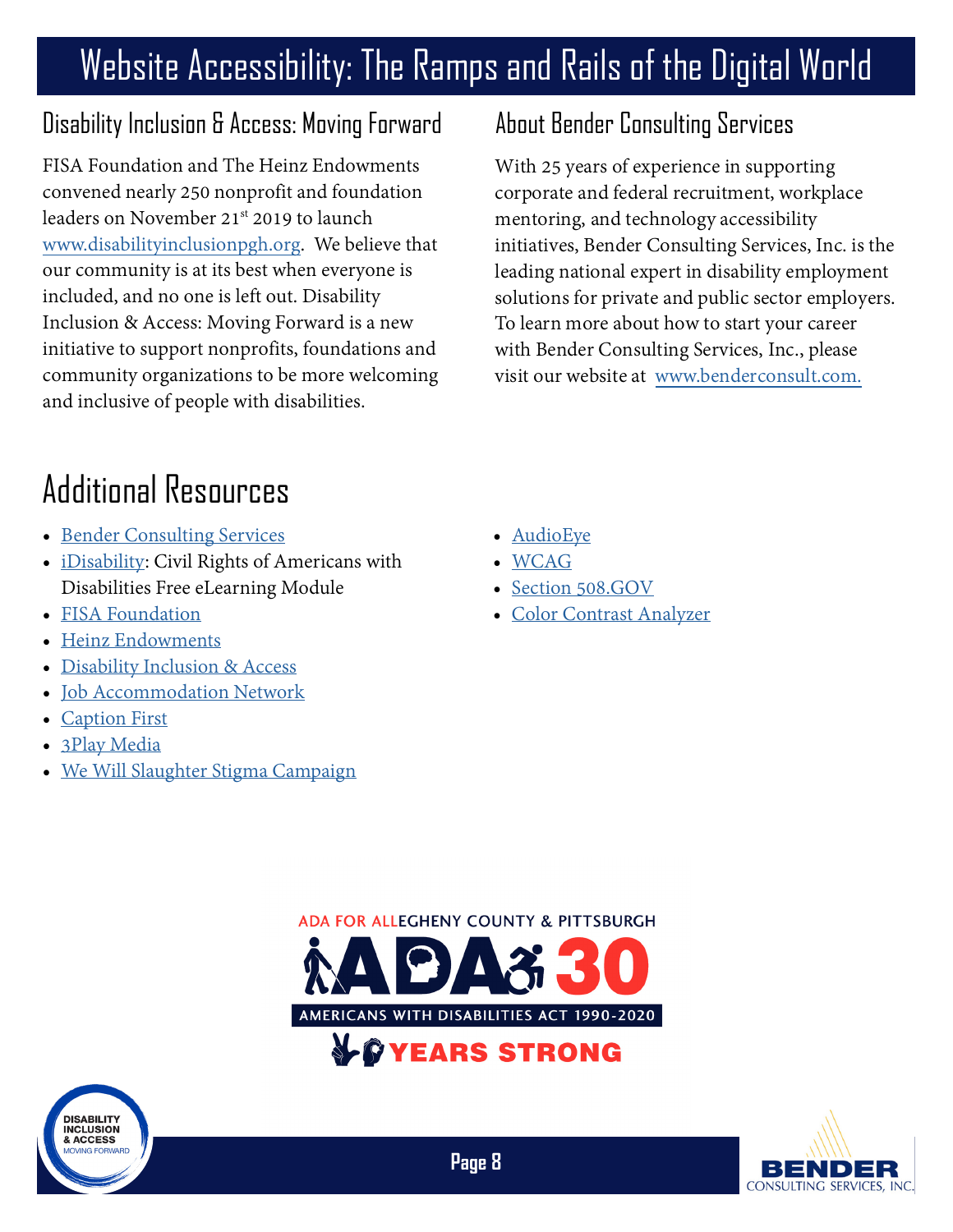# Website Accessibility: The Ramps and Rails of the Digital World

## Disability Inclusion & Access: Moving Forward

FISA Foundation and The Heinz Endowments convened nearly 250 nonprofit and foundation leaders on November 21st 2019 to launch www.disabilityinclusionpgh.org. We believe that our community is at its best when everyone is included, and no one is left out. Disability Inclusion & Access: Moving Forward is a new initiative to support nonprofits, foundations and community organizations to be more welcoming and inclusive of people with disabilities.

## About Bender Consulting Services

With 25 years of experience in supporting corporate and federal recruitment, workplace mentoring, and technology accessibility initiatives, Bender Consulting Services, Inc. is the leading national expert in disability employment solutions for private and public sector employers. To learn more about how to start your career with Bender Consulting Services, Inc., please visit our website at www.benderconsult.com.

# Additional Resources

- Bender Consulting Services
- iDisability: Civil Rights of Americans with Disabilities Free eLearning Module
- FISA Foundation
- Heinz Endowments
- Disability Inclusion & Access
- Job Accommodation Network
- Caption First
- 3Play Media
- We Will Slaughter Stigma Campaign
- AudioEye
- WCAG
- Section 508.GOV
- Color Contrast Analyzer

ADA FOR ALLEGHENY COUNTY & PITTSBURGH

ADA 30

AMERICANS WITH DISABILITIES ACT 1990-2020

YEARS STRONG